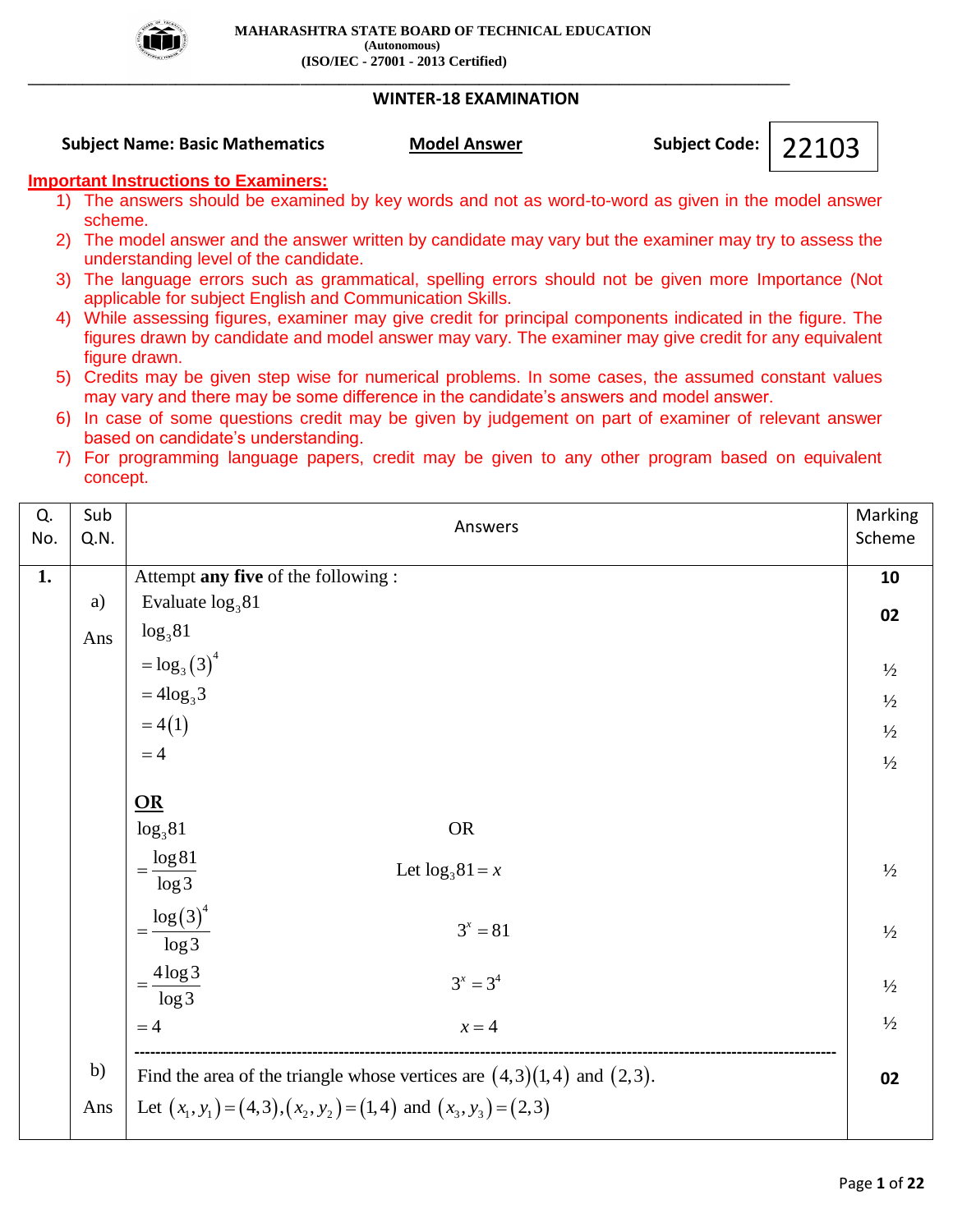**MAHARASHTRA STATE BOARD OF TECHNICAL EDUCATION**
**(Autonomous)**
**(ISO/IEC - 27001 - 2013 Certified)**

## WINTER-18 EXAMINATION

**Subject Name: Basic Mathematics** &nbsp;&nbsp;&nbsp; **Model Answer** &nbsp;&nbsp;&nbsp; **Subject Code: 22103**

**Important Instructions to Examiners:**

1) The answers should be examined by key words and not as word-to-word as given in the model answer scheme.
2) The model answer and the answer written by candidate may vary but the examiner may try to assess the understanding level of the candidate.
3) The language errors such as grammatical, spelling errors should not be given more Importance (Not applicable for subject English and Communication Skills.
4) While assessing figures, examiner may give credit for principal components indicated in the figure. The figures drawn by candidate and model answer may vary. The examiner may give credit for any equivalent figure drawn.
5) Credits may be given step wise for numerical problems. In some cases, the assumed constant values may vary and there may be some difference in the candidate's answers and model answer.
6) In case of some questions credit may be given by judgement on part of examiner of relevant answer based on candidate's understanding.
7) For programming language papers, credit may be given to any other program based on equivalent concept.

| Q. No. | Sub Q.N. | Answers | Marking Scheme |
|---|---|---|---|
| **1.** | | Attempt **any five** of the following : | **10** |
| | a) | Evaluate $\log_3 81$ | **02** |
| | Ans | $\log_3 81$ | |
| | | $=\log_3 (3)^4$ | ½ |
| | | $=4\log_3 3$ | ½ |
| | | $=4(1)$ | ½ |
| | | $=4$ | ½ |
| | | **OR** | |
| | | $\log_3 81$ &nbsp;&nbsp;&nbsp;&nbsp; OR | |
| | | $=\dfrac{\log 81}{\log 3}$ &nbsp;&nbsp;&nbsp;&nbsp; Let $\log_3 81 = x$ | ½ |
| | | $=\dfrac{\log (3)^4}{\log 3}$ &nbsp;&nbsp;&nbsp;&nbsp; $3^x = 81$ | ½ |
| | | $=\dfrac{4\log 3}{\log 3}$ &nbsp;&nbsp;&nbsp;&nbsp; $3^x = 3^4$ | ½ |
| | | $=4$ &nbsp;&nbsp;&nbsp;&nbsp; $x=4$ | ½ |
| | b) | Find the area of the triangle whose vertices are $(4,3)(1,4)$ and $(2,3)$. | **02** |
| | Ans | Let $(x_1,y_1)=(4,3),(x_2,y_2)=(1,4)$ and $(x_3,y_3)=(2,3)$ | |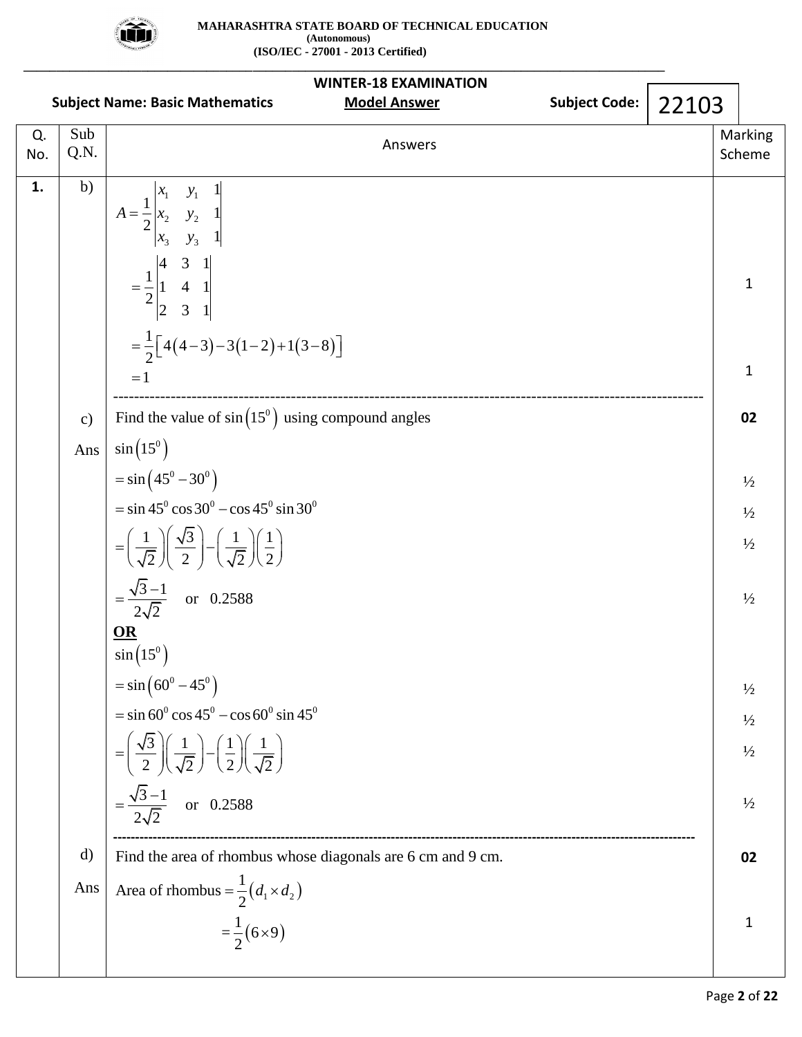**MAHARASHTRA STATE BOARD OF TECHNICAL EDUCATION**
**(Autonomous)**
**(ISO/IEC - 27001 - 2013 Certified)**

**WINTER-18 EXAMINATION**

**Subject Name: Basic Mathematics** **Model Answer** **Subject Code: 22103**

| Q. No. | Sub Q.N. | Answers | Marking Scheme |
|---|---|---|---|
| **1.** | b) | $A = \frac{1}{2}\begin{vmatrix} x_1 & y_1 & 1 \\ x_2 & y_2 & 1 \\ x_3 & y_3 & 1 \end{vmatrix}$ | |
| | | $= \frac{1}{2}\begin{vmatrix} 4 & 3 & 1 \\ 1 & 4 & 1 \\ 2 & 3 & 1 \end{vmatrix}$ | 1 |
| | | $= \frac{1}{2}\left[4(4-3) - 3(1-2) + 1(3-8)\right]$ | |
| | | $= 1$ | 1 |
| | c) | Find the value of $\sin\left(15^0\right)$ using compound angles | **02** |
| | Ans | $\sin\left(15^0\right)$ | |
| | | $= \sin\left(45^0 - 30^0\right)$ | ½ |
| | | $= \sin 45^0 \cos 30^0 - \cos 45^0 \sin 30^0$ | ½ |
| | | $= \left(\frac{1}{\sqrt{2}}\right)\left(\frac{\sqrt{3}}{2}\right) - \left(\frac{1}{\sqrt{2}}\right)\left(\frac{1}{2}\right)$ | ½ |
| | | $= \frac{\sqrt{3}-1}{2\sqrt{2}}$ or $0.2588$ | ½ |
| | | **OR** | |
| | | $\sin\left(15^0\right)$ | |
| | | $= \sin\left(60^0 - 45^0\right)$ | ½ |
| | | $= \sin 60^0 \cos 45^0 - \cos 60^0 \sin 45^0$ | ½ |
| | | $= \left(\frac{\sqrt{3}}{2}\right)\left(\frac{1}{\sqrt{2}}\right) - \left(\frac{1}{2}\right)\left(\frac{1}{\sqrt{2}}\right)$ | ½ |
| | | $= \frac{\sqrt{3}-1}{2\sqrt{2}}$ or $0.2588$ | ½ |
| | d) | Find the area of rhombus whose diagonals are 6 cm and 9 cm. | **02** |
| | Ans | Area of rhombus $= \frac{1}{2}\left(d_1 \times d_2\right)$ | |
| | | $= \frac{1}{2}\left(6 \times 9\right)$ | 1 |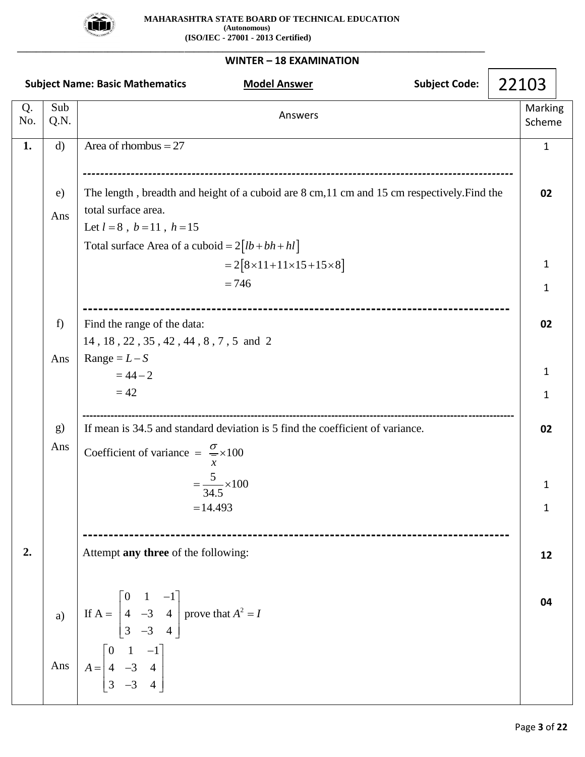**MAHARASHTRA STATE BOARD OF TECHNICAL EDUCATION**
**(Autonomous)**
**(ISO/IEC - 27001 - 2013 Certified)**

**WINTER – 18 EXAMINATION**

**Subject Name: Basic Mathematics** **Model Answer** **Subject Code: 22103**

| Q. No. | Sub Q.N. | Answers | Marking Scheme |
|---|---|---|---|
| 1. | d) | Area of rhombus $= 27$ | 1 |
| | e) | The length , breadth and height of a cuboid are 8 cm,11 cm and 15 cm respectively.Find the total surface area. | 02 |
| | Ans | Let $l = 8$ , $b = 11$ , $h = 15$ | |
| | | Total surface Area of a cuboid $= 2\left[lb + bh + hl\right]$ | |
| | | $= 2\left[8\times11 + 11\times15 + 15\times8\right]$ | 1 |
| | | $= 746$ | 1 |
| | f) | Find the range of the data: 14 , 18 , 22 , 35 , 42 , 44 , 8 , 7 , 5 and 2 | 02 |
| | Ans | Range = $L - S$ | |
| | | $= 44 - 2$ | 1 |
| | | $= 42$ | 1 |
| | g) | If mean is 34.5 and standard deviation is 5 find the coefficient of variance. | 02 |
| | Ans | Coefficient of variance $= \dfrac{\sigma}{\bar{x}}\times100$ | |
| | | $= \dfrac{5}{34.5}\times100$ | 1 |
| | | $= 14.493$ | 1 |
| 2. | | Attempt **any three** of the following: | 12 |
| | a) | If A = $\begin{bmatrix} 0 & 1 & -1 \\ 4 & -3 & 4 \\ 3 & -3 & 4 \end{bmatrix}$ prove that $A^2 = I$ | 04 |
| | Ans | $A = \begin{bmatrix} 0 & 1 & -1 \\ 4 & -3 & 4 \\ 3 & -3 & 4 \end{bmatrix}$ | |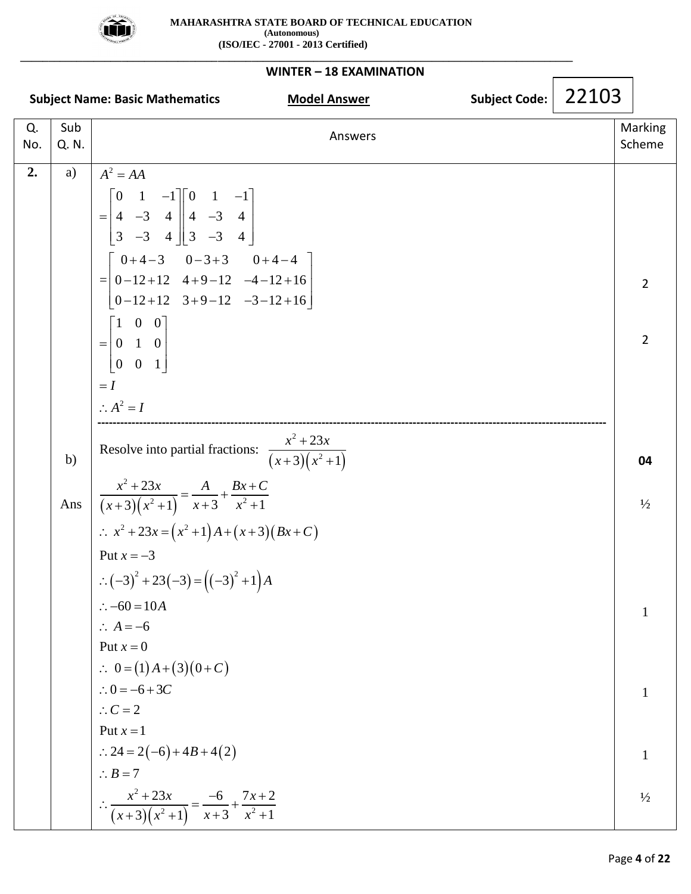**MAHARASHTRA STATE BOARD OF TECHNICAL EDUCATION**
**(Autonomous)**
**(ISO/IEC - 27001 - 2013 Certified)**

**WINTER – 18 EXAMINATION**

**Subject Name: Basic Mathematics** **Model Answer** **Subject Code: 22103**

| Q. No. | Sub Q. N. | Answers | Marking Scheme |
|---|---|---|---|
| **2.** | a) | $A^2 = AA$ <br> $= \begin{bmatrix} 0 & 1 & -1 \\ 4 & -3 & 4 \\ 3 & -3 & 4 \end{bmatrix} \begin{bmatrix} 0 & 1 & -1 \\ 4 & -3 & 4 \\ 3 & -3 & 4 \end{bmatrix}$ <br> $= \begin{bmatrix} 0+4-3 & 0-3+3 & 0+4-4 \\ 0-12+12 & 4+9-12 & -4-12+16 \\ 0-12+12 & 3+9-12 & -3-12+16 \end{bmatrix}$ | 2 |
| | | $= \begin{bmatrix} 1 & 0 & 0 \\ 0 & 1 & 0 \\ 0 & 0 & 1 \end{bmatrix}$ <br> $= I$ <br> $\therefore A^2 = I$ | 2 |
| | b) | Resolve into partial fractions: $\dfrac{x^2+23x}{(x+3)(x^2+1)}$ | **04** |
| | Ans | $\dfrac{x^2+23x}{(x+3)(x^2+1)} = \dfrac{A}{x+3} + \dfrac{Bx+C}{x^2+1}$ | ½ |
| | | $\therefore\ x^2+23x = (x^2+1)A + (x+3)(Bx+C)$ <br> Put $x=-3$ <br> $\therefore (-3)^2 + 23(-3) = ((-3)^2+1)A$ <br> $\therefore -60 = 10A$ <br> $\therefore\ A = -6$ | 1 |
| | | Put $x = 0$ <br> $\therefore\ 0 = (1)A + (3)(0+C)$ <br> $\therefore 0 = -6 + 3C$ <br> $\therefore C = 2$ | 1 |
| | | Put $x = 1$ <br> $\therefore 24 = 2(-6) + 4B + 4(2)$ <br> $\therefore B = 7$ | 1 |
| | | $\therefore \dfrac{x^2+23x}{(x+3)(x^2+1)} = \dfrac{-6}{x+3} + \dfrac{7x+2}{x^2+1}$ | ½ |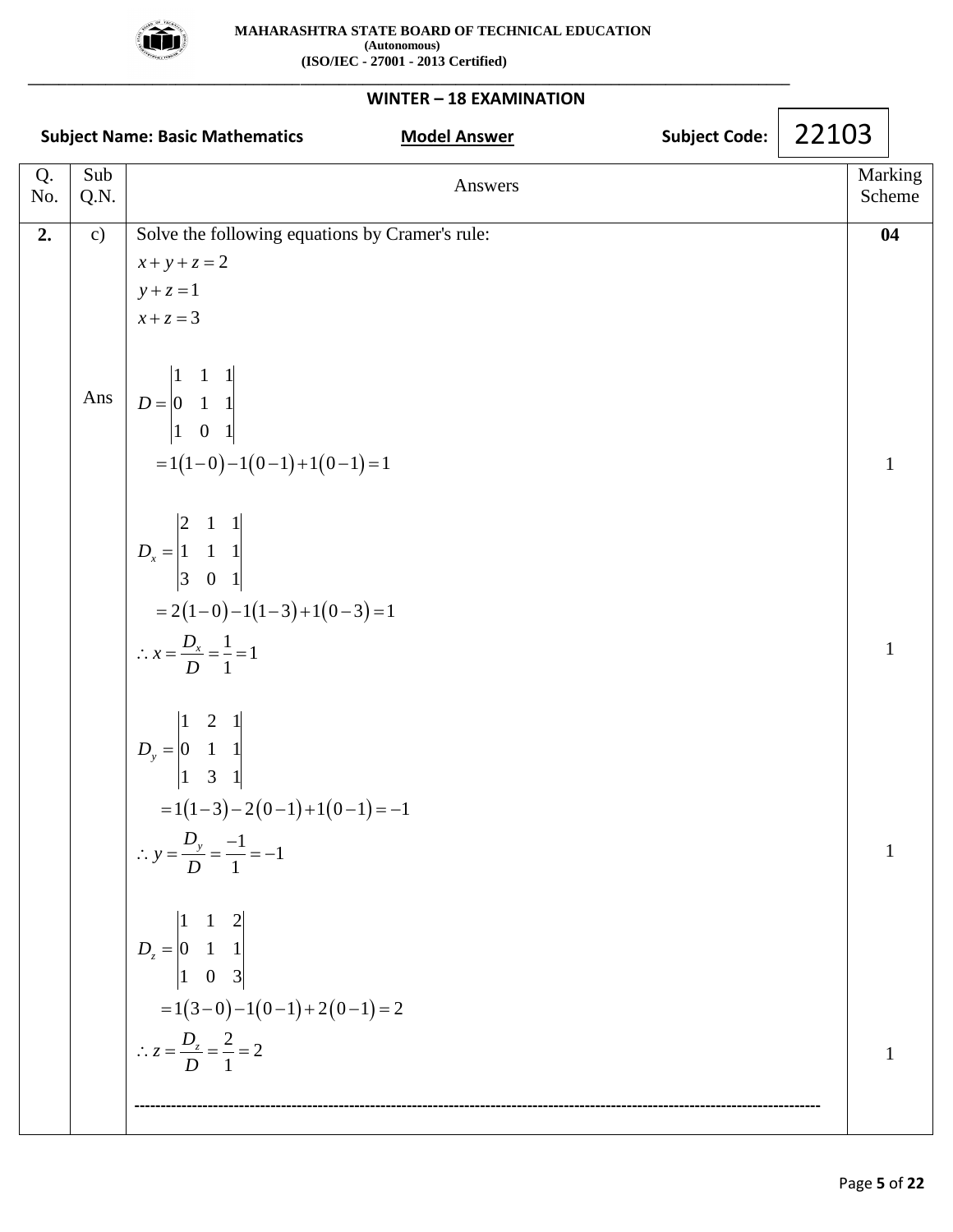**MAHARASHTRA STATE BOARD OF TECHNICAL EDUCATION**
**(Autonomous)**
**(ISO/IEC - 27001 - 2013 Certified)**

**WINTER – 18 EXAMINATION**

**Subject Name: Basic Mathematics** **Model Answer** **Subject Code: 22103**

| Q. No. | Sub Q.N. | Answers | Marking Scheme |
|---|---|---|---|
| **2.** | c) | Solve the following equations by Cramer's rule:<br>$x+y+z=2$<br>$y+z=1$<br>$x+z=3$ | **04** |
| | Ans | $D=\begin{vmatrix}1&1&1\\0&1&1\\1&0&1\end{vmatrix}$<br>$=1(1-0)-1(0-1)+1(0-1)=1$ | 1 |
| | | $D_x=\begin{vmatrix}2&1&1\\1&1&1\\3&0&1\end{vmatrix}$<br>$=2(1-0)-1(1-3)+1(0-3)=1$<br>$\therefore x=\frac{D_x}{D}=\frac{1}{1}=1$ | 1 |
| | | $D_y=\begin{vmatrix}1&2&1\\0&1&1\\1&3&1\end{vmatrix}$<br>$=1(1-3)-2(0-1)+1(0-1)=-1$<br>$\therefore y=\frac{D_y}{D}=\frac{-1}{1}=-1$ | 1 |
| | | $D_z=\begin{vmatrix}1&1&2\\0&1&1\\1&0&3\end{vmatrix}$<br>$=1(3-0)-1(0-1)+2(0-1)=2$<br>$\therefore z=\frac{D_z}{D}=\frac{2}{1}=2$ | 1 |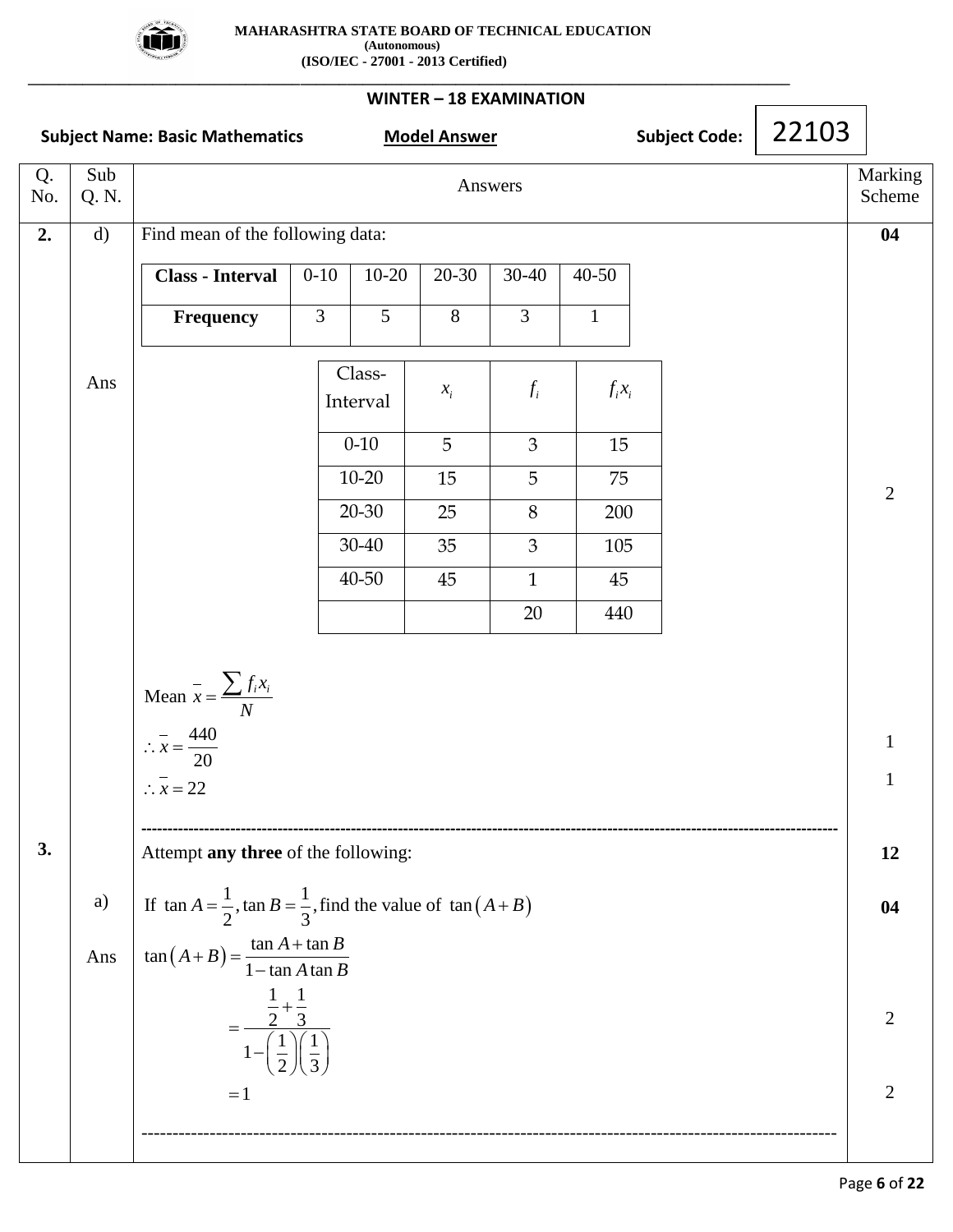**2. d)** Find mean of the following data: **(04)**

| Class - Interval | 0-10 | 10-20 | 20-30 | 30-40 | 40-50 |
|---|---|---|---|---|---|
| Frequency | 3 | 5 | 8 | 3 | 1 |

**Ans**

| Class-Interval | $x_i$ | $f_i$ | $f_i x_i$ |
|---|---|---|---|
| 0-10 | 5 | 3 | 15 |
| 10-20 | 15 | 5 | 75 |
| 20-30 | 25 | 8 | 200 |
| 30-40 | 35 | 3 | 105 |
| 40-50 | 45 | 1 | 45 |
| | | 20 | 440 |

(2)

Mean $\bar{x} = \dfrac{\sum f_i x_i}{N}$

$\therefore \bar{x} = \dfrac{440}{20}$ (1)

$\therefore \bar{x} = 22$ (1)

---

**3.** Attempt **any three** of the following: **(12)**

**a)** If $\tan A = \dfrac{1}{2}, \tan B = \dfrac{1}{3}$, find the value of $\tan(A+B)$ **(04)**

**Ans**

$$\tan(A+B) = \frac{\tan A + \tan B}{1 - \tan A \tan B}$$

$$= \frac{\frac{1}{2} + \frac{1}{3}}{1 - \left(\frac{1}{2}\right)\left(\frac{1}{3}\right)}$$ (2)

$$= 1$$ (2)

---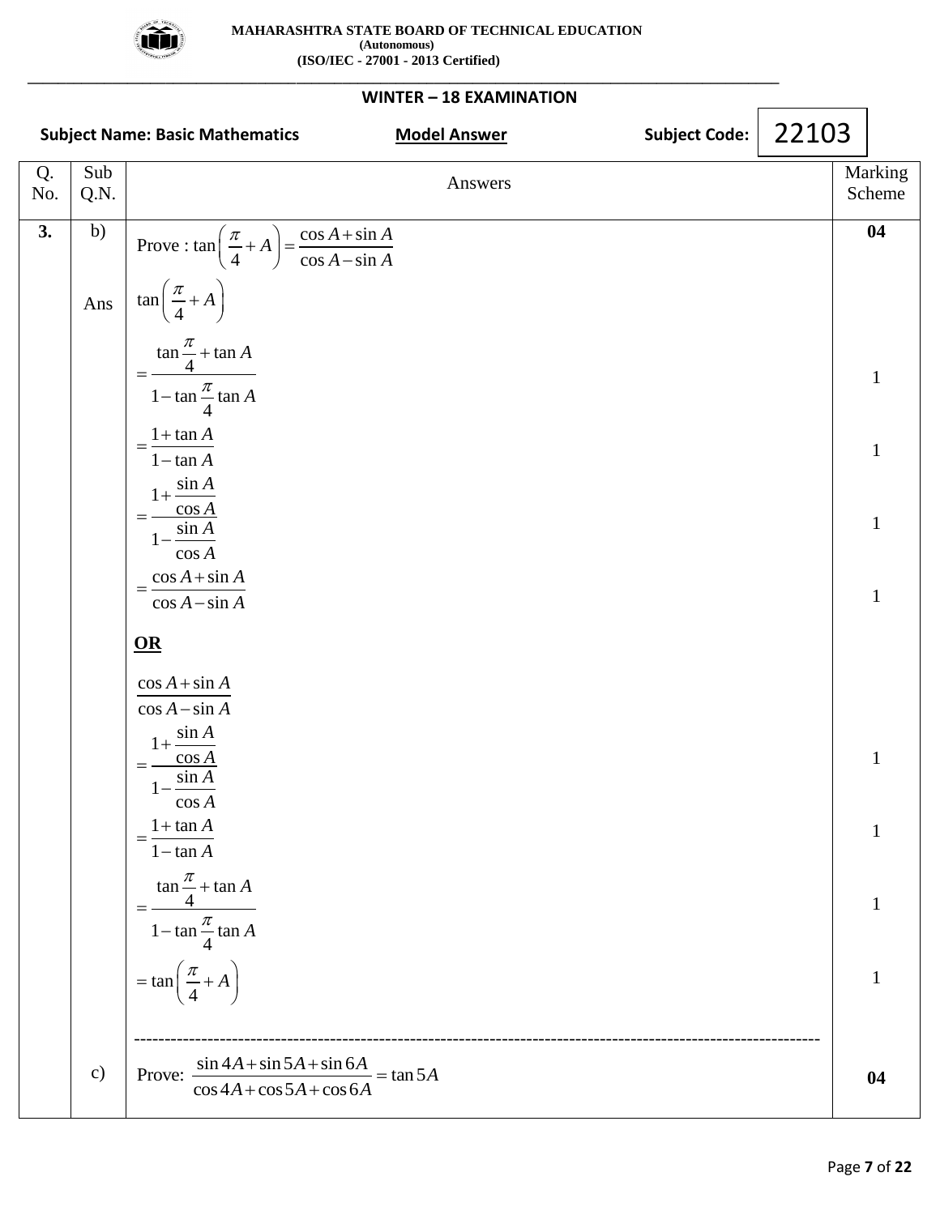| Q. No. | Sub Q.N. | Answers | Marking Scheme |
|---|---|---|---|
| **3.** | b) | Prove : $\tan\left(\frac{\pi}{4}+A\right)=\frac{\cos A+\sin A}{\cos A-\sin A}$ | **04** |
| | Ans | $\tan\left(\frac{\pi}{4}+A\right)$ | |
| | | $=\frac{\tan\frac{\pi}{4}+\tan A}{1-\tan\frac{\pi}{4}\tan A}$ | 1 |
| | | $=\frac{1+\tan A}{1-\tan A}$ | 1 |
| | | $=\frac{1+\frac{\sin A}{\cos A}}{1-\frac{\sin A}{\cos A}}$ | 1 |
| | | $=\frac{\cos A+\sin A}{\cos A-\sin A}$ | 1 |
| | | **OR** | |
| | | $\frac{\cos A+\sin A}{\cos A-\sin A}$ | |
| | | $=\frac{1+\frac{\sin A}{\cos A}}{1-\frac{\sin A}{\cos A}}$ | 1 |
| | | $=\frac{1+\tan A}{1-\tan A}$ | 1 |
| | | $=\frac{\tan\frac{\pi}{4}+\tan A}{1-\tan\frac{\pi}{4}\tan A}$ | 1 |
| | | $=\tan\left(\frac{\pi}{4}+A\right)$ | 1 |
| | c) | Prove: $\frac{\sin 4A+\sin 5A+\sin 6A}{\cos 4A+\cos 5A+\cos 6A}=\tan 5A$ | **04** |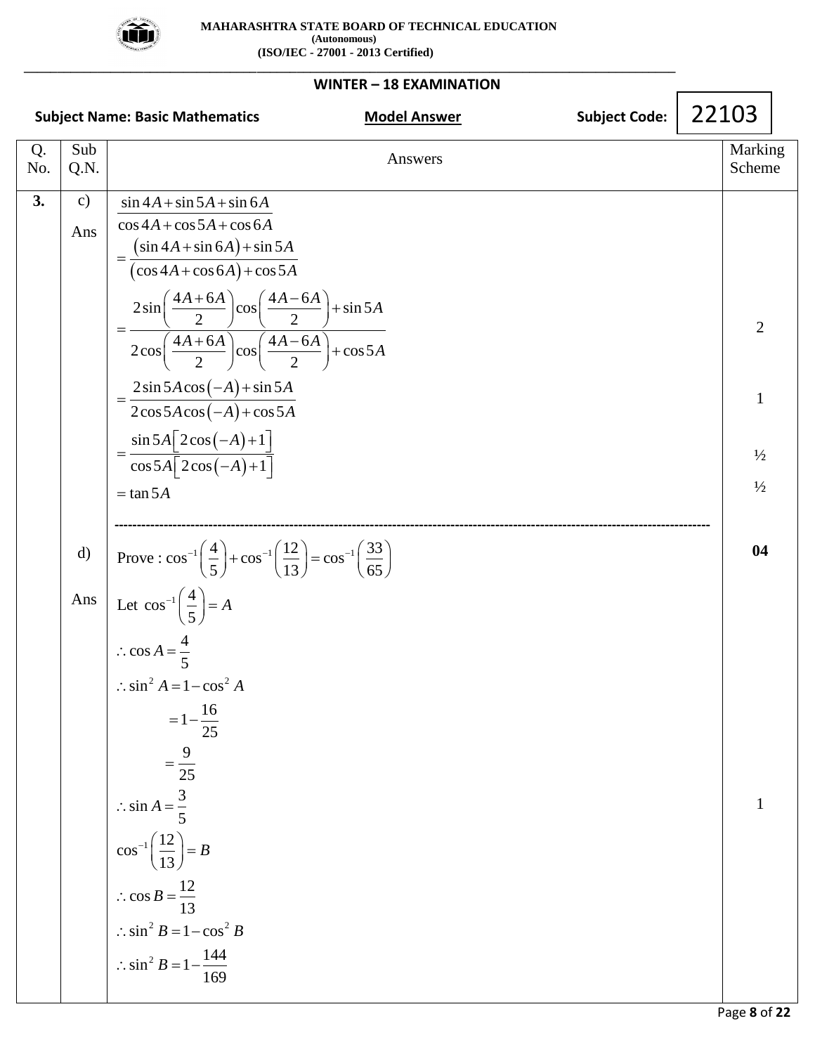| Q. No. | Sub Q.N. | Answers | Marking Scheme |
|---|---|---|---|
| **3.** | c) Ans | $\dfrac{\sin 4A+\sin 5A+\sin 6A}{\cos 4A+\cos 5A+\cos 6A}$ | |
| | | $=\dfrac{(\sin 4A+\sin 6A)+\sin 5A}{(\cos 4A+\cos 6A)+\cos 5A}$ | |
| | | $=\dfrac{2\sin\left(\dfrac{4A+6A}{2}\right)\cos\left(\dfrac{4A-6A}{2}\right)+\sin 5A}{2\cos\left(\dfrac{4A+6A}{2}\right)\cos\left(\dfrac{4A-6A}{2}\right)+\cos 5A}$ | 2 |
| | | $=\dfrac{2\sin 5A\cos(-A)+\sin 5A}{2\cos 5A\cos(-A)+\cos 5A}$ | 1 |
| | | $=\dfrac{\sin 5A\left[2\cos(-A)+1\right]}{\cos 5A\left[2\cos(-A)+1\right]}$ | ½ |
| | | $=\tan 5A$ | ½ |
| | d) | Prove : $\cos^{-1}\left(\dfrac{4}{5}\right)+\cos^{-1}\left(\dfrac{12}{13}\right)=\cos^{-1}\left(\dfrac{33}{65}\right)$ | **04** |
| | Ans | Let $\cos^{-1}\left(\dfrac{4}{5}\right)=A$ | |
| | | $\therefore \cos A=\dfrac{4}{5}$ | |
| | | $\therefore \sin^2 A=1-\cos^2 A$ | |
| | | $=1-\dfrac{16}{25}$ | |
| | | $=\dfrac{9}{25}$ | |
| | | $\therefore \sin A=\dfrac{3}{5}$ | 1 |
| | | $\cos^{-1}\left(\dfrac{12}{13}\right)=B$ | |
| | | $\therefore \cos B=\dfrac{12}{13}$ | |
| | | $\therefore \sin^2 B=1-\cos^2 B$ | |
| | | $\therefore \sin^2 B=1-\dfrac{144}{169}$ | |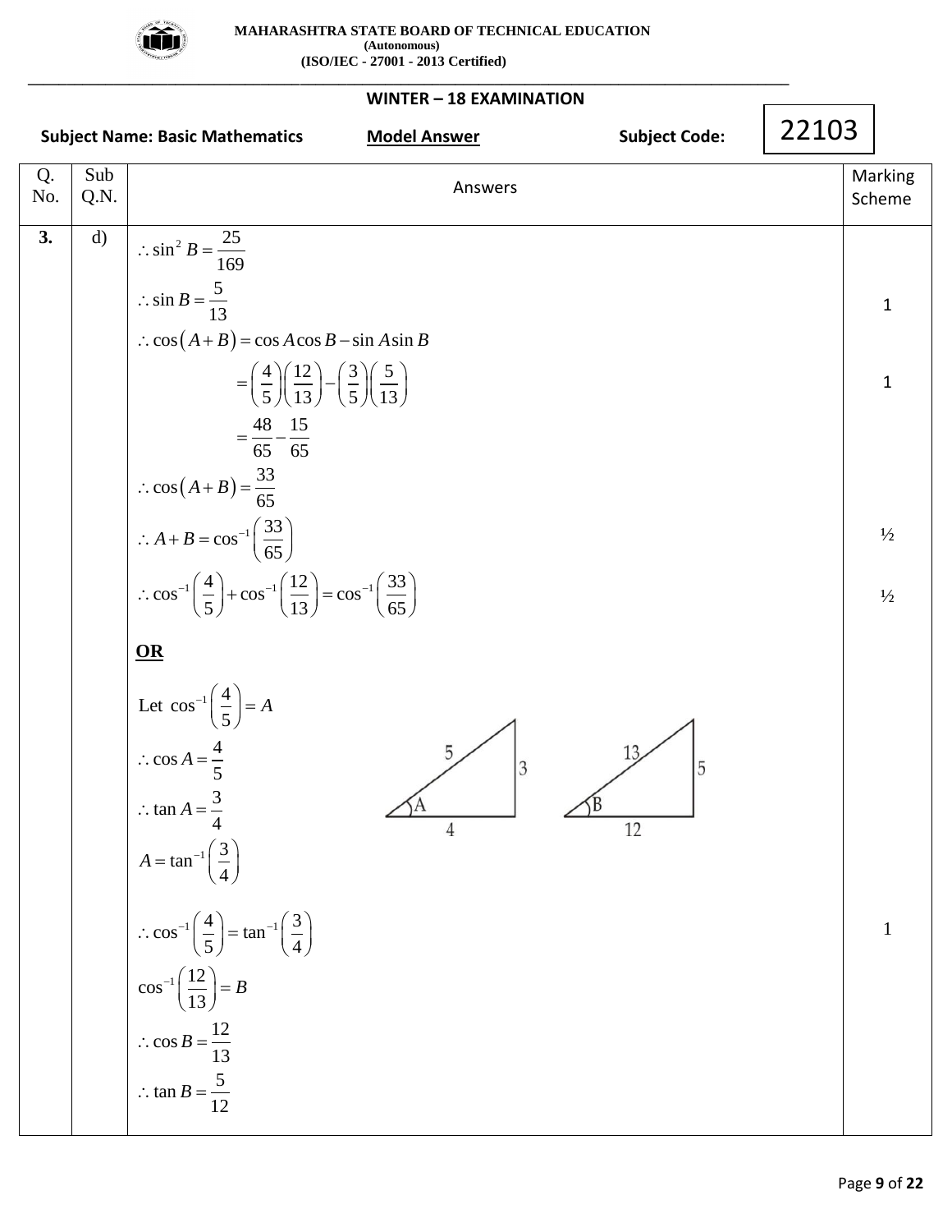**MAHARASHTRA STATE BOARD OF TECHNICAL EDUCATION**
**(Autonomous)**
**(ISO/IEC - 27001 - 2013 Certified)**

**WINTER – 18 EXAMINATION**

**Subject Name: Basic Mathematics** **Model Answer** **Subject Code: 22103**

| Q. No. | Sub Q.N. | Answers | Marking Scheme |
|---|---|---|---|
| 3. | d) | $\therefore \sin^2 B = \frac{25}{169}$ | |
| | | $\therefore \sin B = \frac{5}{13}$ | 1 |
| | | $\therefore \cos(A+B) = \cos A \cos B - \sin A \sin B$ | |
| | | $= \left(\frac{4}{5}\right)\left(\frac{12}{13}\right) - \left(\frac{3}{5}\right)\left(\frac{5}{13}\right)$ | 1 |
| | | $= \frac{48}{65} - \frac{15}{65}$ | |
| | | $\therefore \cos(A+B) = \frac{33}{65}$ | |
| | | $\therefore A+B = \cos^{-1}\left(\frac{33}{65}\right)$ | ½ |
| | | $\therefore \cos^{-1}\left(\frac{4}{5}\right) + \cos^{-1}\left(\frac{12}{13}\right) = \cos^{-1}\left(\frac{33}{65}\right)$ | ½ |
| | | **OR** | |
| | | Let $\cos^{-1}\left(\frac{4}{5}\right) = A$ | |
| | | $\therefore \cos A = \frac{4}{5}$ | |
| | | $\therefore \tan A = \frac{3}{4}$ | |
| | | $A = \tan^{-1}\left(\frac{3}{4}\right)$ | |
| | | $\therefore \cos^{-1}\left(\frac{4}{5}\right) = \tan^{-1}\left(\frac{3}{4}\right)$ | 1 |
| | | $\cos^{-1}\left(\frac{12}{13}\right) = B$ | |
| | | $\therefore \cos B = \frac{12}{13}$ | |
| | | $\therefore \tan B = \frac{5}{12}$ | |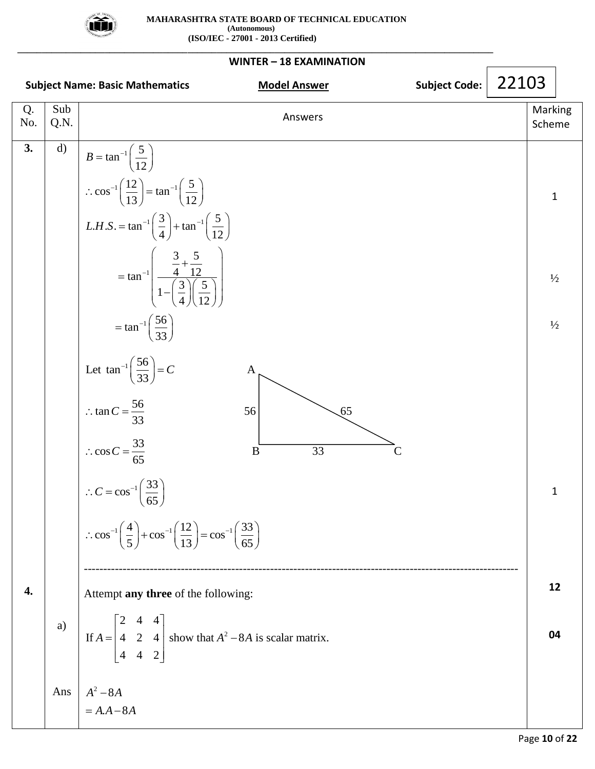**MAHARASHTRA STATE BOARD OF TECHNICAL EDUCATION**
**(Autonomous)**
**(ISO/IEC - 27001 - 2013 Certified)**

**WINTER – 18 EXAMINATION**

**Subject Name: Basic Mathematics** | **Model Answer** | **Subject Code: 22103**

| Q. No. | Sub Q.N. | Answers | Marking Scheme |
|---|---|---|---|
| 3. | d) | $B = \tan^{-1}\left(\frac{5}{12}\right)$ | |
| | | $\therefore \cos^{-1}\left(\frac{12}{13}\right) = \tan^{-1}\left(\frac{5}{12}\right)$ | 1 |
| | | $L.H.S. = \tan^{-1}\left(\frac{3}{4}\right) + \tan^{-1}\left(\frac{5}{12}\right)$ | |
| | | $= \tan^{-1}\left(\dfrac{\frac{3}{4}+\frac{5}{12}}{1-\left(\frac{3}{4}\right)\left(\frac{5}{12}\right)}\right)$ | ½ |
| | | $= \tan^{-1}\left(\frac{56}{33}\right)$ | ½ |
| | | Let $\tan^{-1}\left(\frac{56}{33}\right) = C$ (right triangle ABC with AB = 56, BC = 33, AC = 65) | |
| | | $\therefore \tan C = \frac{56}{33}$ | |
| | | $\therefore \cos C = \frac{33}{65}$ | |
| | | $\therefore C = \cos^{-1}\left(\frac{33}{65}\right)$ | 1 |
| | | $\therefore \cos^{-1}\left(\frac{4}{5}\right) + \cos^{-1}\left(\frac{12}{13}\right) = \cos^{-1}\left(\frac{33}{65}\right)$ | |
| 4. | | Attempt **any three** of the following: | **12** |
| | a) | If $A = \begin{bmatrix} 2 & 4 & 4 \\ 4 & 2 & 4 \\ 4 & 4 & 2 \end{bmatrix}$ show that $A^2 - 8A$ is scalar matrix. | **04** |
| | Ans | $A^2 - 8A$ <br> $= A.A - 8A$ | |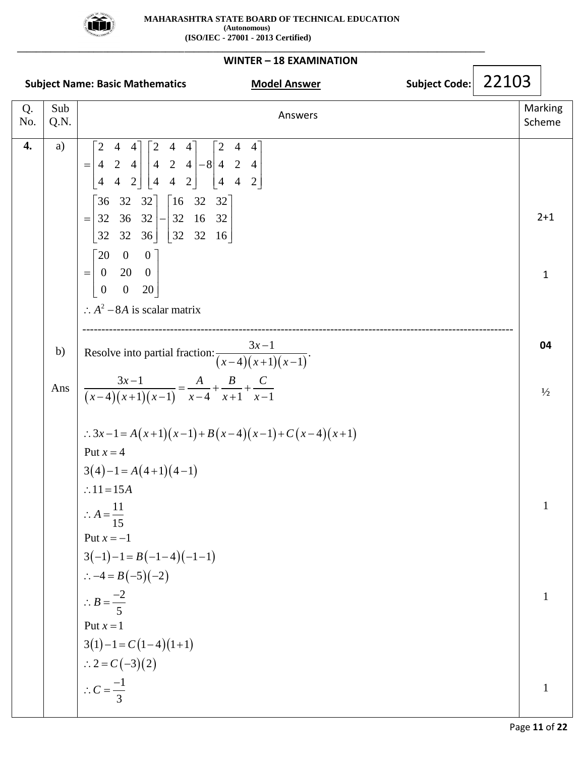**MAHARASHTRA STATE BOARD OF TECHNICAL EDUCATION**
**(Autonomous)**
**(ISO/IEC - 27001 - 2013 Certified)**

**WINTER – 18 EXAMINATION**

**Subject Name: Basic Mathematics** **Model Answer** **Subject Code: 22103**

| Q. No. | Sub Q.N. | Answers | Marking Scheme |
|---|---|---|---|
| **4.** | a) | $= \begin{bmatrix} 2 & 4 & 4 \\ 4 & 2 & 4 \\ 4 & 4 & 2 \end{bmatrix} \begin{bmatrix} 2 & 4 & 4 \\ 4 & 2 & 4 \\ 4 & 4 & 2 \end{bmatrix} - 8 \begin{bmatrix} 2 & 4 & 4 \\ 4 & 2 & 4 \\ 4 & 4 & 2 \end{bmatrix}$ | |
| | | $= \begin{bmatrix} 36 & 32 & 32 \\ 32 & 36 & 32 \\ 32 & 32 & 36 \end{bmatrix} - \begin{bmatrix} 16 & 32 & 32 \\ 32 & 16 & 32 \\ 32 & 32 & 16 \end{bmatrix}$ | 2+1 |
| | | $= \begin{bmatrix} 20 & 0 & 0 \\ 0 & 20 & 0 \\ 0 & 0 & 20 \end{bmatrix}$ | 1 |
| | | $\therefore A^2 - 8A$ is scalar matrix | |
| | b) | Resolve into partial fraction: $\dfrac{3x-1}{(x-4)(x+1)(x-1)}$. | **04** |
| | Ans | $\dfrac{3x-1}{(x-4)(x+1)(x-1)} = \dfrac{A}{x-4} + \dfrac{B}{x+1} + \dfrac{C}{x-1}$ | ½ |
| | | $\therefore 3x-1 = A(x+1)(x-1) + B(x-4)(x-1) + C(x-4)(x+1)$ | |
| | | Put $x = 4$ <br> $3(4)-1 = A(4+1)(4-1)$ <br> $\therefore 11 = 15A$ <br> $\therefore A = \dfrac{11}{15}$ | 1 |
| | | Put $x = -1$ <br> $3(-1)-1 = B(-1-4)(-1-1)$ <br> $\therefore -4 = B(-5)(-2)$ <br> $\therefore B = \dfrac{-2}{5}$ | 1 |
| | | Put $x = 1$ <br> $3(1)-1 = C(1-4)(1+1)$ <br> $\therefore 2 = C(-3)(2)$ <br> $\therefore C = \dfrac{-1}{3}$ | 1 |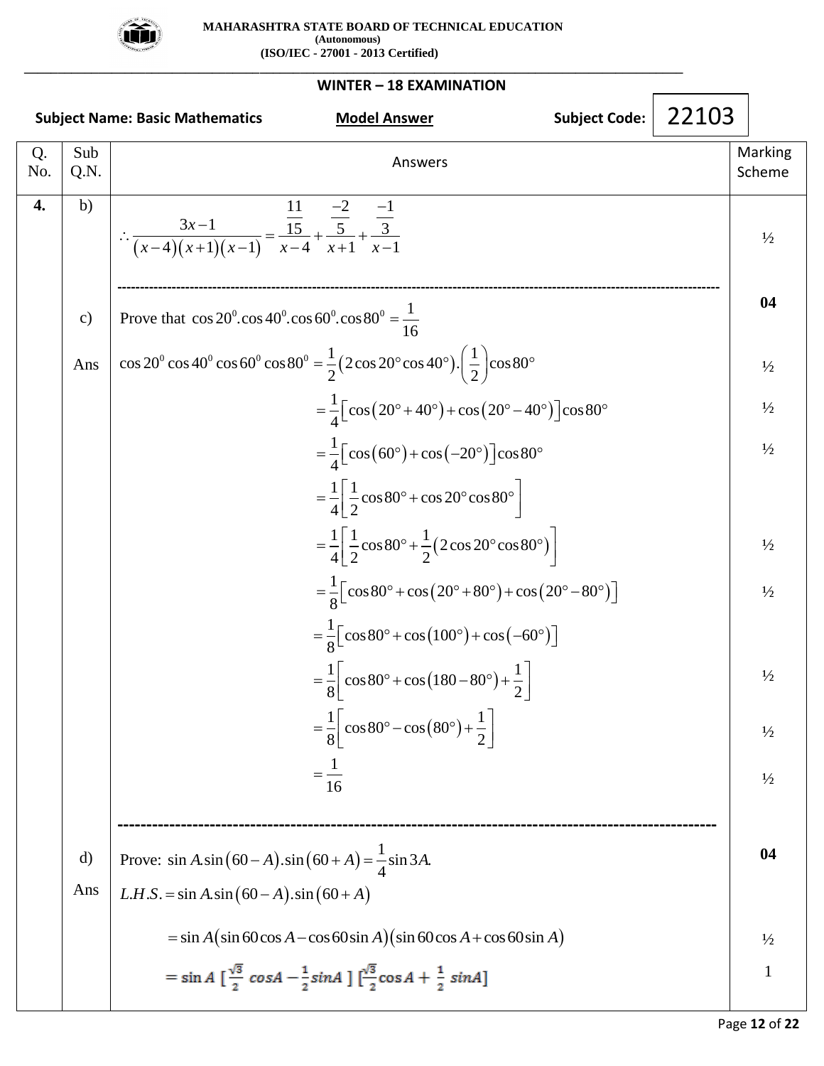| Q. No. | Sub Q.N. | Answers | Marking Scheme |
|---|---|---|---|
| **4.** | b) | $\therefore \dfrac{3x-1}{(x-4)(x+1)(x-1)} = \dfrac{\frac{11}{15}}{x-4} + \dfrac{\frac{-2}{5}}{x+1} + \dfrac{\frac{-1}{3}}{x-1}$ | ½ |
| | c) | Prove that $\cos 20^0.\cos 40^0.\cos 60^0.\cos 80^0 = \dfrac{1}{16}$ | **04** |
| | Ans | $\cos 20^0 \cos 40^0 \cos 60^0 \cos 80^0 = \dfrac{1}{2}(2\cos 20^\circ \cos 40^\circ).\left(\dfrac{1}{2}\right)\cos 80^\circ$ | ½ |
| | | $= \dfrac{1}{4}\left[\cos(20^\circ + 40^\circ) + \cos(20^\circ - 40^\circ)\right]\cos 80^\circ$ | ½ |
| | | $= \dfrac{1}{4}\left[\cos(60^\circ) + \cos(-20^\circ)\right]\cos 80^\circ$ | ½ |
| | | $= \dfrac{1}{4}\left[\dfrac{1}{2}\cos 80^\circ + \cos 20^\circ \cos 80^\circ\right]$ | |
| | | $= \dfrac{1}{4}\left[\dfrac{1}{2}\cos 80^\circ + \dfrac{1}{2}(2\cos 20^\circ \cos 80^\circ)\right]$ | ½ |
| | | $= \dfrac{1}{8}\left[\cos 80^\circ + \cos(20^\circ + 80^\circ) + \cos(20^\circ - 80^\circ)\right]$ | ½ |
| | | $= \dfrac{1}{8}\left[\cos 80^\circ + \cos(100^\circ) + \cos(-60^\circ)\right]$ | |
| | | $= \dfrac{1}{8}\left[\cos 80^\circ + \cos(180 - 80^\circ) + \dfrac{1}{2}\right]$ | ½ |
| | | $= \dfrac{1}{8}\left[\cos 80^\circ - \cos(80^\circ) + \dfrac{1}{2}\right]$ | ½ |
| | | $= \dfrac{1}{16}$ | ½ |
| | d) | Prove: $\sin A.\sin(60 - A).\sin(60 + A) = \dfrac{1}{4}\sin 3A.$ | **04** |
| | Ans | $L.H.S. = \sin A.\sin(60 - A).\sin(60 + A)$ | |
| | | $= \sin A(\sin 60 \cos A - \cos 60 \sin A)(\sin 60 \cos A + \cos 60 \sin A)$ | ½ |
| | | $= \sin A\left[\frac{\sqrt{3}}{2}\cos A - \frac{1}{2}\sin A\right]\left[\frac{\sqrt{3}}{2}\cos A + \frac{1}{2}\sin A\right]$ | 1 |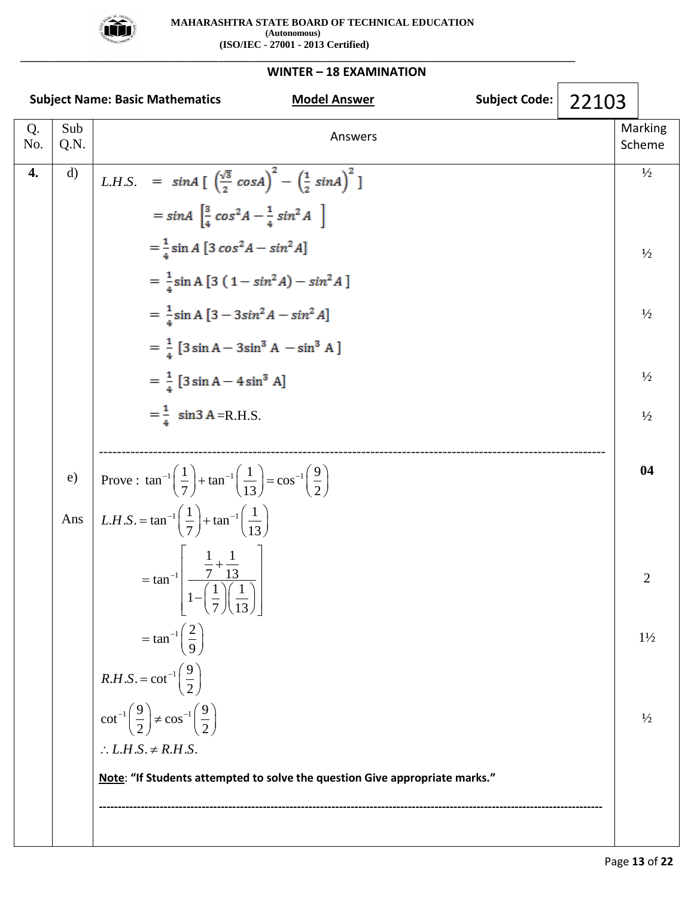**MAHARASHTRA STATE BOARD OF TECHNICAL EDUCATION**
**(Autonomous)**
**(ISO/IEC - 27001 - 2013 Certified)**

**WINTER – 18 EXAMINATION**

**Subject Name: Basic Mathematics** **Model Answer** **Subject Code: 22103**

| Q. No. | Sub Q.N. | Answers | Marking Scheme |
|---|---|---|---|
| **4.** | d) | $L.H.S. = \sin A \left[ \left(\frac{\sqrt{3}}{2}\cos A\right)^2 - \left(\frac{1}{2}\sin A\right)^2 \right]$ | ½ |
| | | $= \sin A \left[\frac{3}{4}\cos^2 A - \frac{1}{4}\sin^2 A\right]$ | |
| | | $= \frac{1}{4}\sin A\,[3\cos^2 A - \sin^2 A]$ | ½ |
| | | $= \frac{1}{4}\sin A\,[3(1-\sin^2 A) - \sin^2 A]$ | |
| | | $= \frac{1}{4}\sin A\,[3 - 3\sin^2 A - \sin^2 A]$ | ½ |
| | | $= \frac{1}{4}\,[3\sin A - 3\sin^3 A - \sin^3 A]$ | |
| | | $= \frac{1}{4}\,[3\sin A - 4\sin^3 A]$ | ½ |
| | | $= \frac{1}{4}\sin 3A$ =R.H.S. | ½ |
| | e) | Prove : $\tan^{-1}\left(\frac{1}{7}\right) + \tan^{-1}\left(\frac{1}{13}\right) = \cos^{-1}\left(\frac{9}{2}\right)$ | **04** |
| | Ans | $L.H.S. = \tan^{-1}\left(\frac{1}{7}\right) + \tan^{-1}\left(\frac{1}{13}\right)$ | |
| | | $= \tan^{-1}\left[\dfrac{\frac{1}{7}+\frac{1}{13}}{1-\left(\frac{1}{7}\right)\left(\frac{1}{13}\right)}\right]$ | 2 |
| | | $= \tan^{-1}\left(\frac{2}{9}\right)$ | 1½ |
| | | $R.H.S. = \cot^{-1}\left(\frac{9}{2}\right)$ | |
| | | $\cot^{-1}\left(\frac{9}{2}\right) \neq \cos^{-1}\left(\frac{9}{2}\right)$ | ½ |
| | | $\therefore L.H.S. \neq R.H.S.$ | |
| | | **Note**: **“If Students attempted to solve the question Give appropriate marks.”** | |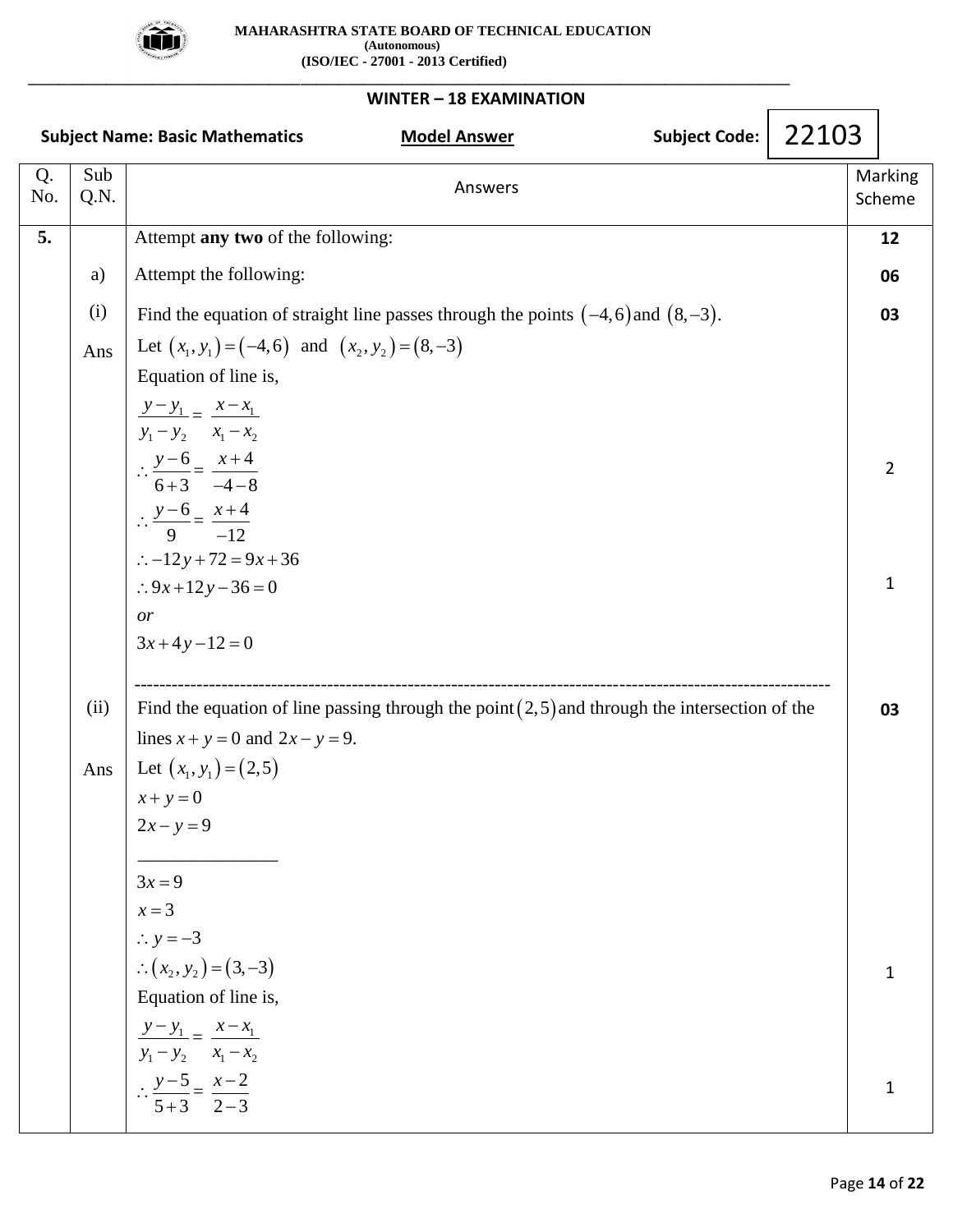# MAHARASHTRA STATE BOARD OF TECHNICAL EDUCATION
**(Autonomous)**
**(ISO/IEC - 27001 - 2013 Certified)**

**WINTER – 18 EXAMINATION**

**Subject Name: Basic Mathematics** **Model Answer** **Subject Code: 22103**

| Q. No. | Sub Q.N. | Answers | Marking Scheme |
|---|---|---|---|
| **5.** | | Attempt **any two** of the following: | **12** |
| | a) | Attempt the following: | **06** |
| | (i) | Find the equation of straight line passes through the points $(-4,6)$ and $(8,-3)$. | **03** |
| | Ans | Let $(x_1,y_1)=(-4,6)$ and $(x_2,y_2)=(8,-3)$ | |
| | | Equation of line is, | |
| | | $\frac{y-y_1}{y_1-y_2}=\frac{x-x_1}{x_1-x_2}$ | |
| | | $\therefore \frac{y-6}{6+3}=\frac{x+4}{-4-8}$ | 2 |
| | | $\therefore \frac{y-6}{9}=\frac{x+4}{-12}$ | |
| | | $\therefore -12y+72=9x+36$ | |
| | | $\therefore 9x+12y-36=0$ | 1 |
| | | *or* | |
| | | $3x+4y-12=0$ | |
| | (ii) | Find the equation of line passing through the point $(2,5)$ and through the intersection of the lines $x+y=0$ and $2x-y=9$. | **03** |
| | Ans | Let $(x_1,y_1)=(2,5)$ | |
| | | $x+y=0$ | |
| | | $2x-y=9$ | |
| | | $3x=9$ | |
| | | $x=3$ | |
| | | $\therefore y=-3$ | |
| | | $\therefore (x_2,y_2)=(3,-3)$ | 1 |
| | | Equation of line is, | |
| | | $\frac{y-y_1}{y_1-y_2}=\frac{x-x_1}{x_1-x_2}$ | |
| | | $\therefore \frac{y-5}{5+3}=\frac{x-2}{2-3}$ | 1 |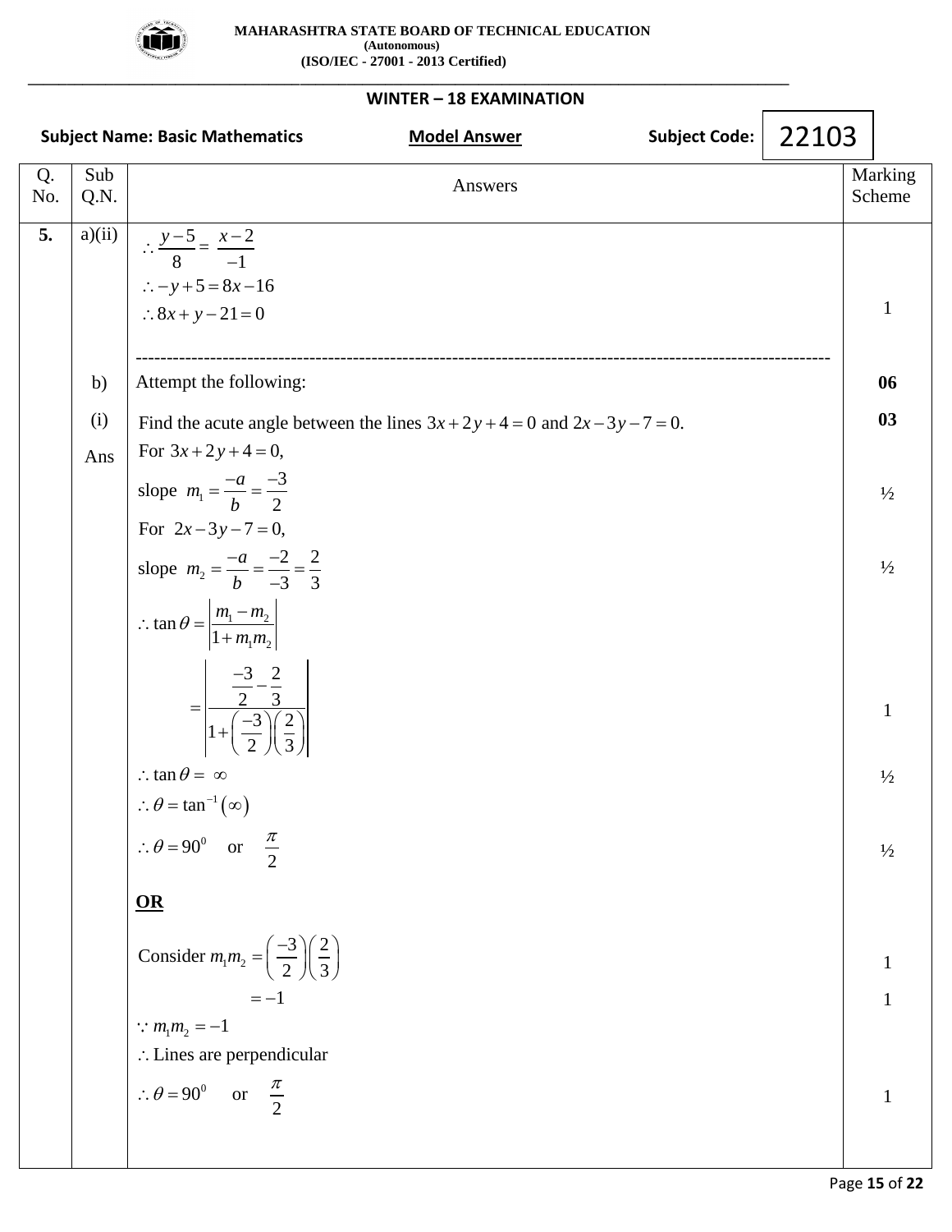**MAHARASHTRA STATE BOARD OF TECHNICAL EDUCATION**
**(Autonomous)**
**(ISO/IEC - 27001 - 2013 Certified)**

**WINTER – 18 EXAMINATION**

**Subject Name: Basic Mathematics** **Model Answer** **Subject Code: 22103**

| Q. No. | Sub Q.N. | Answers | Marking Scheme |
|---|---|---|---|
| 5. | a)(ii) | $\therefore \dfrac{y-5}{8} = \dfrac{x-2}{-1}$ <br> $\therefore -y+5 = 8x-16$ <br> $\therefore 8x + y - 21 = 0$ | <br><br>1 |
| | b) | Attempt the following: | **06** |
| | (i) | Find the acute angle between the lines $3x+2y+4=0$ and $2x-3y-7=0$. | **03** |
| | Ans | For $3x+2y+4=0$, <br> slope $m_1 = \dfrac{-a}{b} = \dfrac{-3}{2}$ <br> For $2x-3y-7=0$, <br> slope $m_2 = \dfrac{-a}{b} = \dfrac{-2}{-3} = \dfrac{2}{3}$ <br> $\therefore \tan\theta = \left\lvert \dfrac{m_1 - m_2}{1+m_1 m_2} \right\rvert$ <br> $= \left\lvert \dfrac{\dfrac{-3}{2} - \dfrac{2}{3}}{1+\left(\dfrac{-3}{2}\right)\left(\dfrac{2}{3}\right)} \right\rvert$ <br> $\therefore \tan\theta = \infty$ <br> $\therefore \theta = \tan^{-1}(\infty)$ <br> $\therefore \theta = 90^0$ or $\dfrac{\pi}{2}$ | <br>½ <br><br>½ <br><br>1 <br>½ <br><br>½ |
| | | **OR** <br> Consider $m_1 m_2 = \left(\dfrac{-3}{2}\right)\left(\dfrac{2}{3}\right)$ <br> $= -1$ <br> $\because m_1 m_2 = -1$ <br> $\therefore$ Lines are perpendicular <br> $\therefore \theta = 90^0$ or $\dfrac{\pi}{2}$ | <br>1 <br>1 <br><br><br>1 |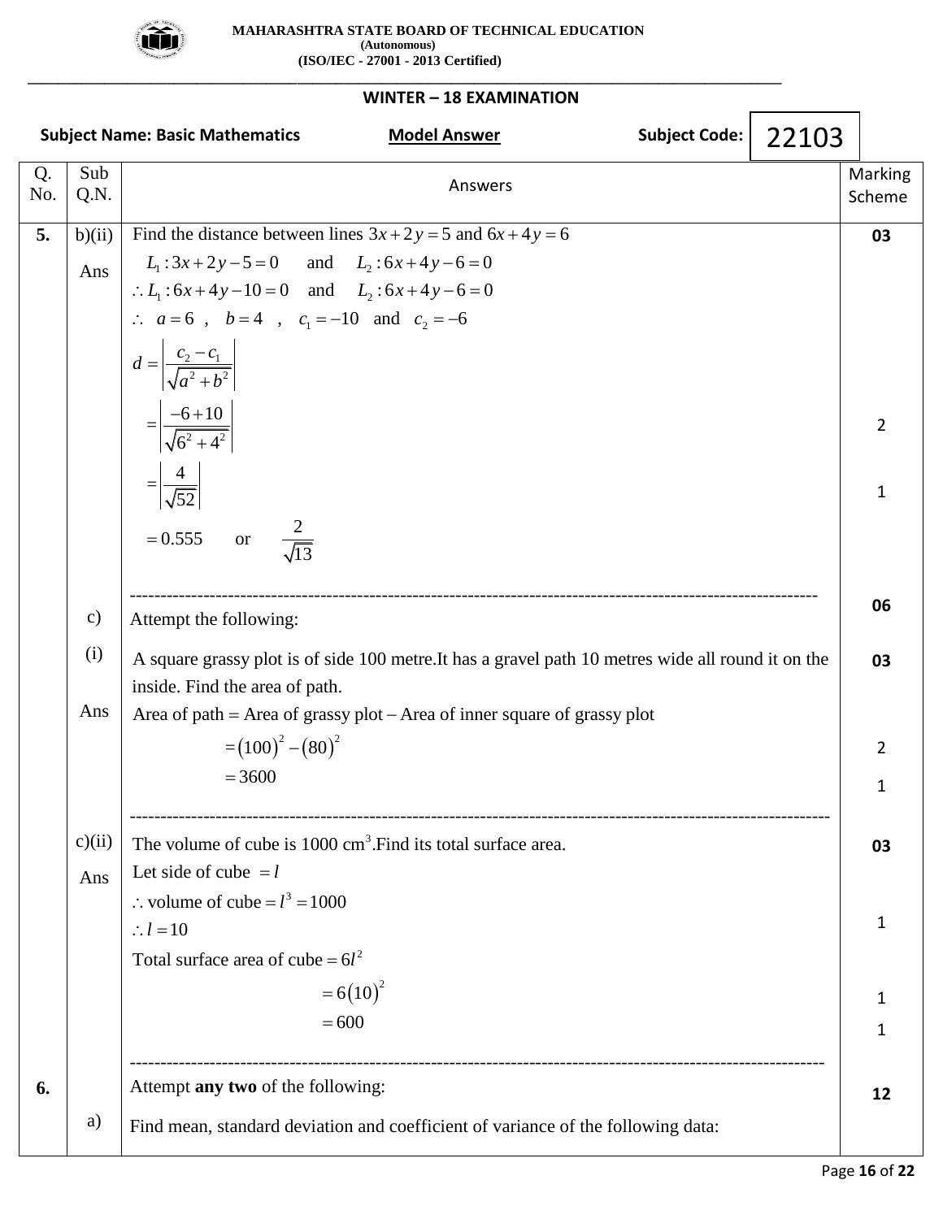**MAHARASHTRA STATE BOARD OF TECHNICAL EDUCATION**
**(Autonomous)**
**(ISO/IEC - 27001 - 2013 Certified)**

**WINTER – 18 EXAMINATION**

**Subject Name: Basic Mathematics** **Model Answer** **Subject Code: 22103**

| Q. No. | Sub Q.N. | Answers | Marking Scheme |
|---|---|---|---|
| 5. | b)(ii) | Find the distance between lines $3x+2y=5$ and $6x+4y=6$ | **03** |
| | Ans | $L_1: 3x+2y-5=0$ and $L_2: 6x+4y-6=0$ | |
| | | $\therefore L_1: 6x+4y-10=0$ and $L_2: 6x+4y-6=0$ | |
| | | $\therefore \; a=6$ , $b=4$ , $c_1=-10$ and $c_2=-6$ | |
| | | $d=\left\lvert \dfrac{c_2-c_1}{\sqrt{a^2+b^2}} \right\rvert$ | |
| | | $=\left\lvert \dfrac{-6+10}{\sqrt{6^2+4^2}} \right\rvert$ | 2 |
| | | $=\left\lvert \dfrac{4}{\sqrt{52}} \right\rvert$ | 1 |
| | | $=0.555$ or $\dfrac{2}{\sqrt{13}}$ | |
| | c) | Attempt the following: | **06** |
| | (i) | A square grassy plot is of side 100 metre.It has a gravel path 10 metres wide all round it on the inside. Find the area of path. | **03** |
| | Ans | Area of path = Area of grassy plot – Area of inner square of grassy plot | |
| | | $=(100)^2-(80)^2$ | 2 |
| | | $=3600$ | 1 |
| | c)(ii) | The volume of cube is 1000 cm$^3$.Find its total surface area. | **03** |
| | Ans | Let side of cube $=l$ | |
| | | $\therefore$ volume of cube $=l^3=1000$ | |
| | | $\therefore l=10$ | 1 |
| | | Total surface area of cube $=6l^2$ | |
| | | $=6(10)^2$ | 1 |
| | | $=600$ | 1 |
| 6. | | Attempt **any two** of the following: | **12** |
| | a) | Find mean, standard deviation and coefficient of variance of the following data: | |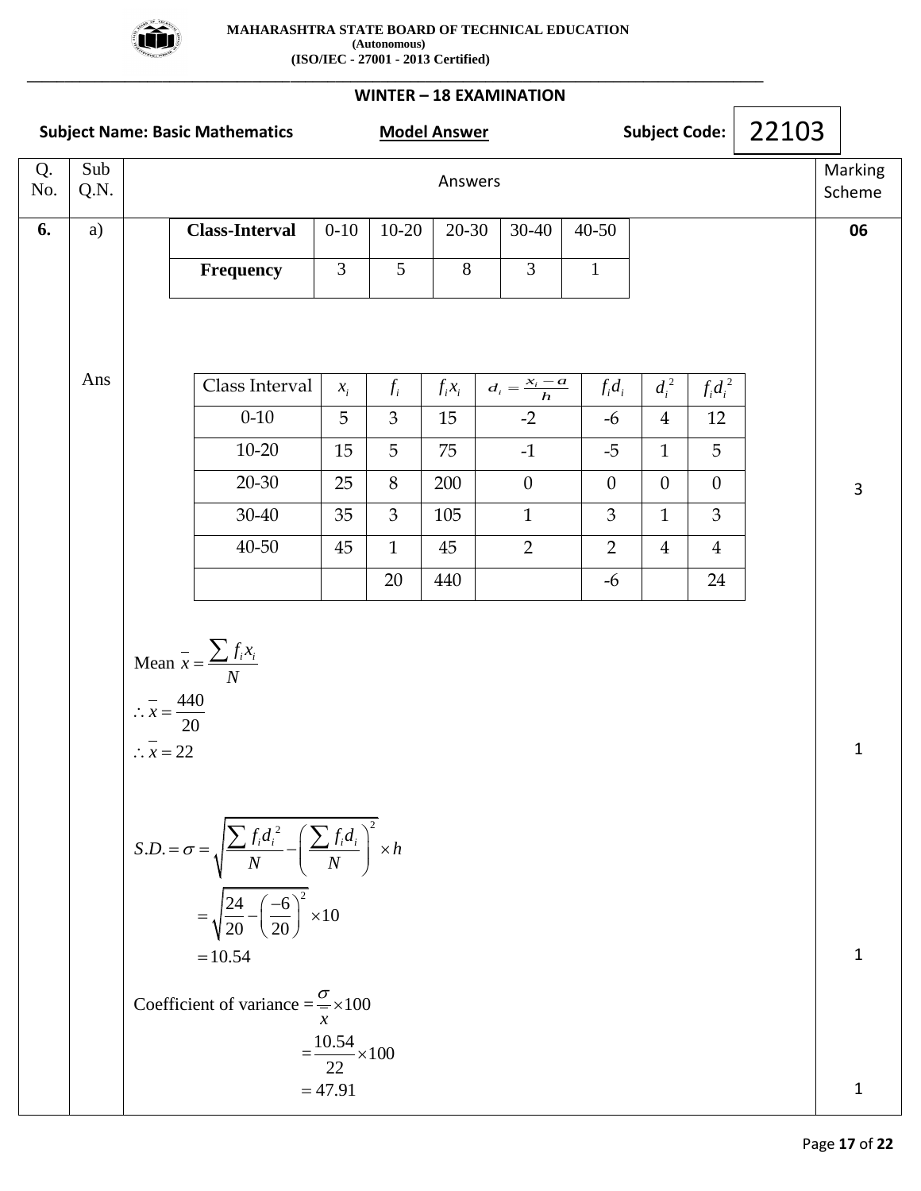**MAHARASHTRA STATE BOARD OF TECHNICAL EDUCATION**
**(Autonomous)**
**(ISO/IEC - 27001 - 2013 Certified)**

**WINTER – 18 EXAMINATION**

**Subject Name: Basic Mathematics** **Model Answer** **Subject Code: 22103**

| Q. No. | Sub Q.N. | Answers | Marking Scheme |
|---|---|---|---|
| **6.** | a) | | **06** |

| **Class-Interval** | 0-10 | 10-20 | 20-30 | 30-40 | 40-50 |
|---|---|---|---|---|---|
| **Frequency** | 3 | 5 | 8 | 3 | 1 |

Ans

| Class Interval | $x_i$ | $f_i$ | $f_i x_i$ | $d_i = \frac{x_i - a}{h}$ | $f_i d_i$ | $d_i^2$ | $f_i d_i^2$ |
|---|---|---|---|---|---|---|---|
| 0-10 | 5 | 3 | 15 | -2 | -6 | 4 | 12 |
| 10-20 | 15 | 5 | 75 | -1 | -5 | 1 | 5 |
| 20-30 | 25 | 8 | 200 | 0 | 0 | 0 | 0 |
| 30-40 | 35 | 3 | 105 | 1 | 3 | 1 | 3 |
| 40-50 | 45 | 1 | 45 | 2 | 2 | 4 | 4 |
| | | 20 | 440 | | -6 | | 24 |

(3 marks)

Mean $\bar{x} = \frac{\sum f_i x_i}{N}$

$\therefore \bar{x} = \frac{440}{20}$

$\therefore \bar{x} = 22$ (1 mark)

$$S.D. = \sigma = \sqrt{\frac{\sum f_i d_i^2}{N} - \left(\frac{\sum f_i d_i}{N}\right)^2} \times h$$

$$= \sqrt{\frac{24}{20} - \left(\frac{-6}{20}\right)^2} \times 10$$

$$= 10.54$$ (1 mark)

$$\text{Coefficient of variance} = \frac{\sigma}{\bar{x}} \times 100$$

$$= \frac{10.54}{22} \times 100$$

$$= 47.91$$ (1 mark)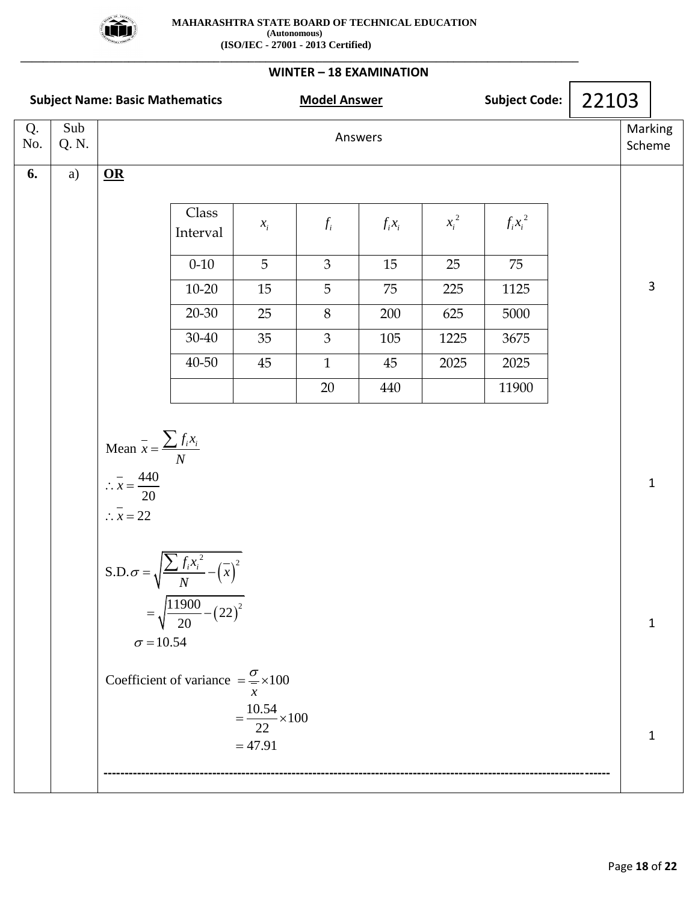**MAHARASHTRA STATE BOARD OF TECHNICAL EDUCATION**
**(Autonomous)**
**(ISO/IEC - 27001 - 2013 Certified)**

**WINTER – 18 EXAMINATION**

**Subject Name: Basic Mathematics** | **Model Answer** | **Subject Code: 22103**

| Q. No. | Sub Q. N. | Answers | Marking Scheme |
|---|---|---|---|
| 6. | a) | **OR** | |

| Class Interval | $x_i$ | $f_i$ | $f_i x_i$ | $x_i^2$ | $f_i x_i^2$ |
|---|---|---|---|---|---|
| 0-10 | 5 | 3 | 15 | 25 | 75 |
| 10-20 | 15 | 5 | 75 | 225 | 1125 |
| 20-30 | 25 | 8 | 200 | 625 | 5000 |
| 30-40 | 35 | 3 | 105 | 1225 | 3675 |
| 40-50 | 45 | 1 | 45 | 2025 | 2025 |
| | | 20 | 440 | | 11900 |

(3 marks)

$$\text{Mean } \bar{x} = \frac{\sum f_i x_i}{N}$$

$$\therefore \bar{x} = \frac{440}{20}$$

$$\therefore \bar{x} = 22$$

(1 mark)

$$\text{S.D.}\sigma = \sqrt{\frac{\sum f_i x_i^2}{N} - \left(\bar{x}\right)^2}$$

$$= \sqrt{\frac{11900}{20} - \left(22\right)^2}$$

$$\sigma = 10.54$$

(1 mark)

$$\text{Coefficient of variance } = \frac{\sigma}{\bar{x}} \times 100$$

$$= \frac{10.54}{22} \times 100$$

$$= 47.91$$

(1 mark)

---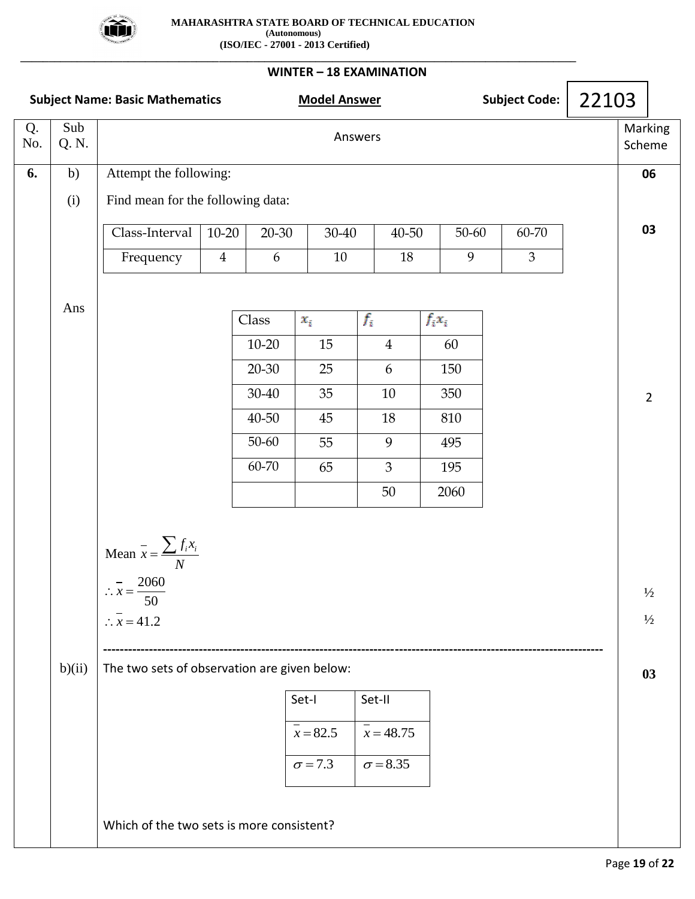**MAHARASHTRA STATE BOARD OF TECHNICAL EDUCATION**
**(Autonomous)**
**(ISO/IEC - 27001 - 2013 Certified)**

**WINTER – 18 EXAMINATION**

**Subject Name: Basic Mathematics** **Model Answer** **Subject Code: 22103**

| Q. No. | Sub Q. N. | Answers | Marking Scheme |
|---|---|---|---|
| **6.** | b) | Attempt the following: | **06** |
| | (i) | Find mean for the following data: | **03** |

| Class-Interval | 10-20 | 20-30 | 30-40 | 40-50 | 50-60 | 60-70 |
|---|---|---|---|---|---|---|
| Frequency | 4 | 6 | 10 | 18 | 9 | 3 |

Ans

| Class | $x_i$ | $f_i$ | $f_i x_i$ |
|---|---|---|---|
| 10-20 | 15 | 4 | 60 |
| 20-30 | 25 | 6 | 150 |
| 30-40 | 35 | 10 | 350 |
| 40-50 | 45 | 18 | 810 |
| 50-60 | 55 | 9 | 495 |
| 60-70 | 65 | 3 | 195 |
| | | 50 | 2060 |

(2 marks)

Mean $\bar{x} = \dfrac{\sum f_i x_i}{N}$

$\therefore \bar{x} = \dfrac{2060}{50}$ (½)

$\therefore \bar{x} = 41.2$ (½)

---

b)(ii) The two sets of observation are given below: **03**

| Set-I | Set-II |
|---|---|
| $\bar{x} = 82.5$ | $\bar{x} = 48.75$ |
| $\sigma = 7.3$ | $\sigma = 8.35$ |

Which of the two sets is more consistent?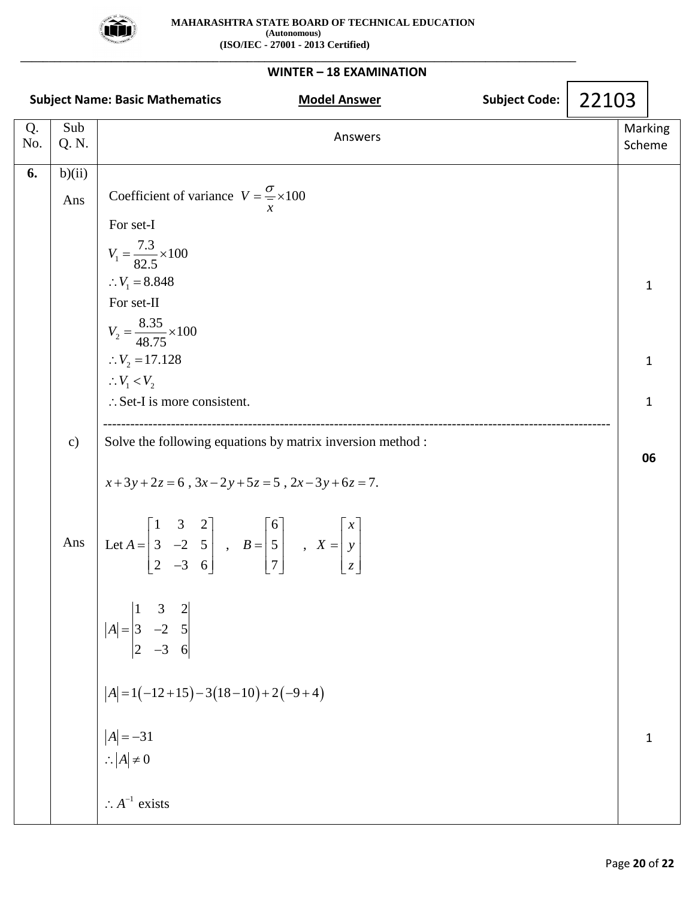| Q. No. | Sub Q. N. | Answers | Marking Scheme |
|---|---|---|---|
| **6.** | b)(ii) Ans | Coefficient of variance $V = \frac{\sigma}{\overline{x}} \times 100$<br>For set-I<br>$V_1 = \frac{7.3}{82.5} \times 100$<br>$\therefore V_1 = 8.848$<br>For set-II<br>$V_2 = \frac{8.35}{48.75} \times 100$<br>$\therefore V_2 = 17.128$<br>$\therefore V_1 < V_2$<br>$\therefore$ Set-I is more consistent. | 1<br><br>1<br><br>1 |
| | c) | Solve the following equations by matrix inversion method :<br>$x + 3y + 2z = 6$ , $3x - 2y + 5z = 5$ , $2x - 3y + 6z = 7$. | **06** |
| | Ans | Let $A = \begin{bmatrix} 1 & 3 & 2 \\ 3 & -2 & 5 \\ 2 & -3 & 6 \end{bmatrix}$ , $B = \begin{bmatrix} 6 \\ 5 \\ 7 \end{bmatrix}$ , $X = \begin{bmatrix} x \\ y \\ z \end{bmatrix}$<br>$\|A\| = \begin{vmatrix} 1 & 3 & 2 \\ 3 & -2 & 5 \\ 2 & -3 & 6 \end{vmatrix}$<br>$\|A\| = 1(-12+15) - 3(18-10) + 2(-9+4)$<br>$\|A\| = -31$<br>$\therefore \|A\| \neq 0$<br>$\therefore A^{-1}$ exists | <br><br><br>1 |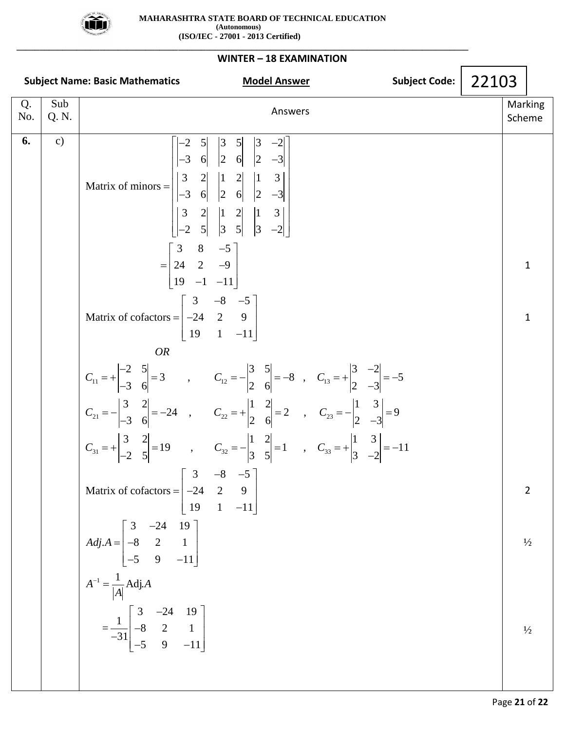**MAHARASHTRA STATE BOARD OF TECHNICAL EDUCATION**
**(Autonomous)**
**(ISO/IEC - 27001 - 2013 Certified)**

**WINTER – 18 EXAMINATION**

**Subject Name: Basic Mathematics** | **Model Answer** | **Subject Code: 22103**

| Q. No. | Sub Q. N. | Answers | Marking Scheme |
|---|---|---|---|
| 6. | c) | $$\text{Matrix of minors} = \begin{bmatrix} \begin{vmatrix} -2 & 5 \\ -3 & 6 \end{vmatrix} & \begin{vmatrix} 3 & 5 \\ 2 & 6 \end{vmatrix} & \begin{vmatrix} 3 & -2 \\ 2 & -3 \end{vmatrix} \\ \begin{vmatrix} 3 & 2 \\ -3 & 6 \end{vmatrix} & \begin{vmatrix} 1 & 2 \\ 2 & 6 \end{vmatrix} & \begin{vmatrix} 1 & 3 \\ 2 & -3 \end{vmatrix} \\ \begin{vmatrix} 3 & 2 \\ -2 & 5 \end{vmatrix} & \begin{vmatrix} 1 & 2 \\ 3 & 5 \end{vmatrix} & \begin{vmatrix} 1 & 3 \\ 3 & -2 \end{vmatrix} \end{bmatrix}$$ | |
| | | $$= \begin{bmatrix} 3 & 8 & -5 \\ 24 & 2 & -9 \\ 19 & -1 & -11 \end{bmatrix}$$ | 1 |
| | | $$\text{Matrix of cofactors} = \begin{bmatrix} 3 & -8 & -5 \\ -24 & 2 & 9 \\ 19 & 1 & -11 \end{bmatrix}$$ | 1 |
| | | *OR* | |
| | | $C_{11} = +\begin{vmatrix} -2 & 5 \\ -3 & 6 \end{vmatrix} = 3$ , $C_{12} = -\begin{vmatrix} 3 & 5 \\ 2 & 6 \end{vmatrix} = -8$ , $C_{13} = +\begin{vmatrix} 3 & -2 \\ 2 & -3 \end{vmatrix} = -5$ | |
| | | $C_{21} = -\begin{vmatrix} 3 & 2 \\ -3 & 6 \end{vmatrix} = -24$ , $C_{22} = +\begin{vmatrix} 1 & 2 \\ 2 & 6 \end{vmatrix} = 2$ , $C_{23} = -\begin{vmatrix} 1 & 3 \\ 2 & -3 \end{vmatrix} = 9$ | |
| | | $C_{31} = +\begin{vmatrix} 3 & 2 \\ -2 & 5 \end{vmatrix} = 19$ , $C_{32} = -\begin{vmatrix} 1 & 2 \\ 3 & 5 \end{vmatrix} = 1$ , $C_{33} = +\begin{vmatrix} 1 & 3 \\ 3 & -2 \end{vmatrix} = -11$ | |
| | | $$\text{Matrix of cofactors} = \begin{bmatrix} 3 & -8 & -5 \\ -24 & 2 & 9 \\ 19 & 1 & -11 \end{bmatrix}$$ | 2 |
| | | $$Adj.A = \begin{bmatrix} 3 & -24 & 19 \\ -8 & 2 & 1 \\ -5 & 9 & -11 \end{bmatrix}$$ | ½ |
| | | $$A^{-1} = \frac{1}{\|A\|}\text{Adj.}A$$ | |
| | | $$= \frac{1}{-31}\begin{bmatrix} 3 & -24 & 19 \\ -8 & 2 & 1 \\ -5 & 9 & -11 \end{bmatrix}$$ | ½ |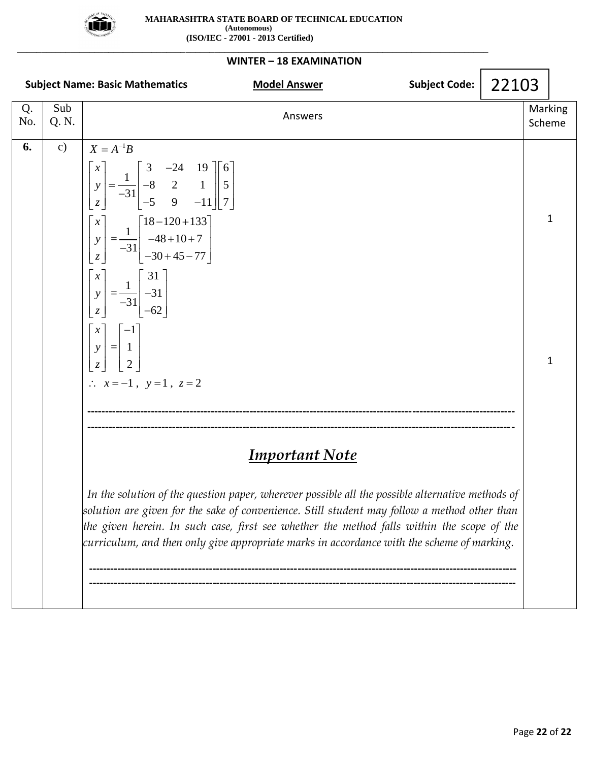| Q. No. | Sub Q. N. | Answers | Marking Scheme |
|---|---|---|---|
| **6.** | c) | $X = A^{-1}B$ <br> $\begin{bmatrix} x \\ y \\ z \end{bmatrix} = \dfrac{1}{-31}\begin{bmatrix} 3 & -24 & 19 \\ -8 & 2 & 1 \\ -5 & 9 & -11 \end{bmatrix}\begin{bmatrix} 6 \\ 5 \\ 7 \end{bmatrix}$ <br> $\begin{bmatrix} x \\ y \\ z \end{bmatrix} = \dfrac{1}{-31}\begin{bmatrix} 18-120+133 \\ -48+10+7 \\ -30+45-77 \end{bmatrix}$ | 1 |
| | | $\begin{bmatrix} x \\ y \\ z \end{bmatrix} = \dfrac{1}{-31}\begin{bmatrix} 31 \\ -31 \\ -62 \end{bmatrix}$ <br> $\begin{bmatrix} x \\ y \\ z \end{bmatrix} = \begin{bmatrix} -1 \\ 1 \\ 2 \end{bmatrix}$ <br> $\therefore \; x = -1 \,,\; y = 1 \,,\; z = 2$ | 1 |

---

## *Important Note*

*In the solution of the question paper, wherever possible all the possible alternative methods of solution are given for the sake of convenience. Still student may follow a method other than the given herein. In such case, first see whether the method falls within the scope of the curriculum, and then only give appropriate marks in accordance with the scheme of marking.*

---